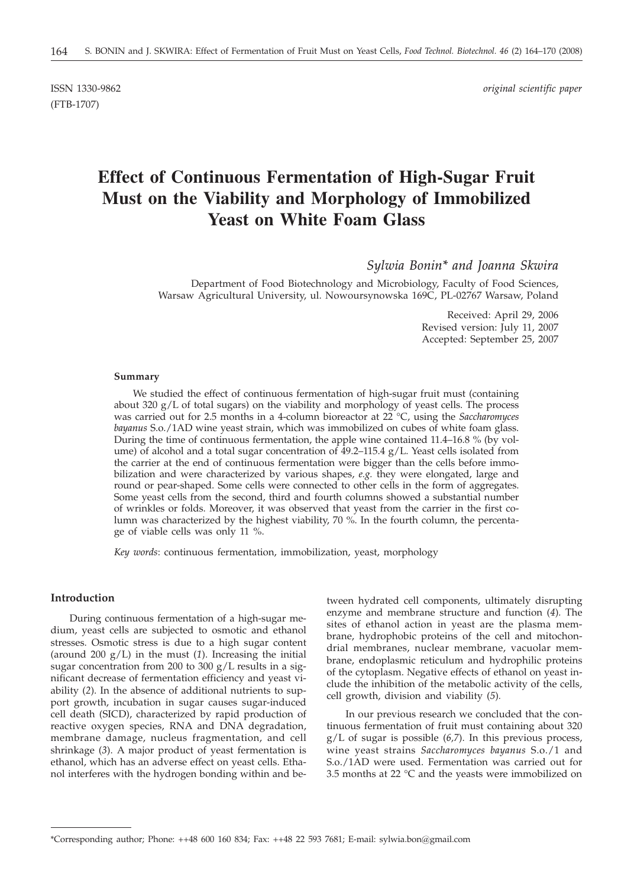ISSN 1330-9862 *original scientific paper*
(FTB-1707)

# Effect of Continuous Fermentation of High-Sugar Fruit Must on the Viability and Morphology of Immobilized Yeast on White Foam Glass

*Sylwia Bonin\* and Joanna Skwira*

Department of Food Biotechnology and Microbiology, Faculty of Food Sciences, Warsaw Agricultural University, ul. Nowoursynowska 169C, PL-02767 Warsaw, Poland

Received: April 29, 2006
Revised version: July 11, 2007
Accepted: September 25, 2007

### Summary

We studied the effect of continuous fermentation of high-sugar fruit must (containing about 320 g/L of total sugars) on the viability and morphology of yeast cells. The process was carried out for 2.5 months in a 4-column bioreactor at 22 °C, using the *Saccharomyces bayanus* S.o./1AD wine yeast strain, which was immobilized on cubes of white foam glass. During the time of continuous fermentation, the apple wine contained 11.4–16.8 % (by volume) of alcohol and a total sugar concentration of 49.2–115.4 g/L. Yeast cells isolated from the carrier at the end of continuous fermentation were bigger than the cells before immobilization and were characterized by various shapes, *e.g.* they were elongated, large and round or pear-shaped. Some cells were connected to other cells in the form of aggregates. Some yeast cells from the second, third and fourth columns showed a substantial number of wrinkles or folds. Moreover, it was observed that yeast from the carrier in the first column was characterized by the highest viability, 70 %. In the fourth column, the percentage of viable cells was only 11 %.

*Key words*: continuous fermentation, immobilization, yeast, morphology

## Introduction

During continuous fermentation of a high-sugar medium, yeast cells are subjected to osmotic and ethanol stresses. Osmotic stress is due to a high sugar content (around 200 g/L) in the must (*1*). Increasing the initial sugar concentration from 200 to 300 g/L results in a significant decrease of fermentation efficiency and yeast viability (*2*). In the absence of additional nutrients to support growth, incubation in sugar causes sugar-induced cell death (SICD), characterized by rapid production of reactive oxygen species, RNA and DNA degradation, membrane damage, nucleus fragmentation, and cell shrinkage (*3*). A major product of yeast fermentation is ethanol, which has an adverse effect on yeast cells. Ethanol interferes with the hydrogen bonding within and between hydrated cell components, ultimately disrupting enzyme and membrane structure and function (*4*). The sites of ethanol action in yeast are the plasma membrane, hydrophobic proteins of the cell and mitochondrial membranes, nuclear membrane, vacuolar membrane, endoplasmic reticulum and hydrophilic proteins of the cytoplasm. Negative effects of ethanol on yeast include the inhibition of the metabolic activity of the cells, cell growth, division and viability (*5*).

In our previous research we concluded that the continuous fermentation of fruit must containing about 320 g/L of sugar is possible (*6,7*). In this previous process, wine yeast strains *Saccharomyces bayanus* S.o./1 and S.o./1AD were used. Fermentation was carried out for 3.5 months at 22 °C and the yeasts were immobilized on

\*Corresponding author; Phone: ++48 600 160 834; Fax: ++48 22 593 7681; E-mail: sylwia.bon@gmail.com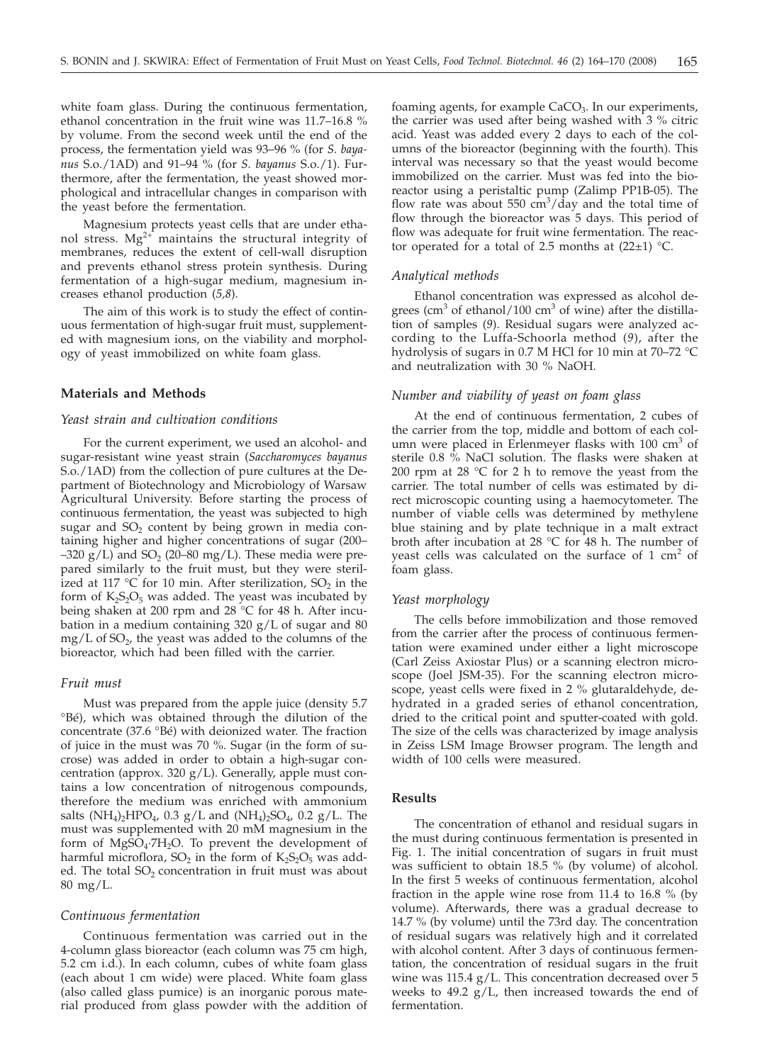white foam glass. During the continuous fermentation, ethanol concentration in the fruit wine was 11.7–16.8 % by volume. From the second week until the end of the process, the fermentation yield was 93–96 % (for *S. bayanus* S.o./1AD) and 91–94 % (for *S. bayanus* S.o./1). Furthermore, after the fermentation, the yeast showed morphological and intracellular changes in comparison with the yeast before the fermentation.

Magnesium protects yeast cells that are under ethanol stress. $Mg^{2+}$ maintains the structural integrity of membranes, reduces the extent of cell-wall disruption and prevents ethanol stress protein synthesis. During fermentation of a high-sugar medium, magnesium increases ethanol production (*5,8*).

The aim of this work is to study the effect of continuous fermentation of high-sugar fruit must, supplemented with magnesium ions, on the viability and morphology of yeast immobilized on white foam glass.

## Materials and Methods

### Yeast strain and cultivation conditions

For the current experiment, we used an alcohol- and sugar-resistant wine yeast strain (*Saccharomyces bayanus* S.o./1AD) from the collection of pure cultures at the Department of Biotechnology and Microbiology of Warsaw Agricultural University. Before starting the process of continuous fermentation, the yeast was subjected to high sugar and $SO_2$ content by being grown in media containing higher and higher concentrations of sugar (200–320 g/L) and $SO_2$ (20–80 mg/L). These media were prepared similarly to the fruit must, but they were sterilized at 117 °C for 10 min. After sterilization, $SO_2$ in the form of $K_2S_2O_5$ was added. The yeast was incubated by being shaken at 200 rpm and 28 °C for 48 h. After incubation in a medium containing 320 g/L of sugar and 80 mg/L of $SO_2$, the yeast was added to the columns of the bioreactor, which had been filled with the carrier.

### Fruit must

Must was prepared from the apple juice (density 5.7 °Bé), which was obtained through the dilution of the concentrate (37.6 °Bé) with deionized water. The fraction of juice in the must was 70 %. Sugar (in the form of sucrose) was added in order to obtain a high-sugar concentration (approx. 320 g/L). Generally, apple must contains a low concentration of nitrogenous compounds, therefore the medium was enriched with ammonium salts $(NH_4)_2HPO_4$, 0.3 g/L and $(NH_4)_2SO_4$, 0.2 g/L. The must was supplemented with 20 mM magnesium in the form of $MgSO_4 \cdot 7H_2O$. To prevent the development of harmful microflora, $SO_2$ in the form of $K_2S_2O_5$ was added. The total $SO_2$ concentration in fruit must was about 80 mg/L.

### Continuous fermentation

Continuous fermentation was carried out in the 4-column glass bioreactor (each column was 75 cm high, 5.2 cm i.d.). In each column, cubes of white foam glass (each about 1 cm wide) were placed. White foam glass (also called glass pumice) is an inorganic porous material produced from glass powder with the addition of foaming agents, for example $CaCO_3$. In our experiments, the carrier was used after being washed with 3 % citric acid. Yeast was added every 2 days to each of the columns of the bioreactor (beginning with the fourth). This interval was necessary so that the yeast would become immobilized on the carrier. Must was fed into the bioreactor using a peristaltic pump (Zalimp PP1B-05). The flow rate was about 550 $cm^3$/day and the total time of flow through the bioreactor was 5 days. This period of flow was adequate for fruit wine fermentation. The reactor operated for a total of 2.5 months at (22±1) °C.

### Analytical methods

Ethanol concentration was expressed as alcohol degrees ($cm^3$ of ethanol/100 $cm^3$ of wine) after the distillation of samples (*9*). Residual sugars were analyzed according to the Luffa-Schoorla method (*9*), after the hydrolysis of sugars in 0.7 M HCl for 10 min at 70–72 °C and neutralization with 30 % NaOH.

### Number and viability of yeast on foam glass

At the end of continuous fermentation, 2 cubes of the carrier from the top, middle and bottom of each column were placed in Erlenmeyer flasks with 100 $cm^3$ of sterile 0.8 % NaCl solution. The flasks were shaken at 200 rpm at 28 °C for 2 h to remove the yeast from the carrier. The total number of cells was estimated by direct microscopic counting using a haemocytometer. The number of viable cells was determined by methylene blue staining and by plate technique in a malt extract broth after incubation at 28 °C for 48 h. The number of yeast cells was calculated on the surface of 1 $cm^2$ of foam glass.

### Yeast morphology

The cells before immobilization and those removed from the carrier after the process of continuous fermentation were examined under either a light microscope (Carl Zeiss Axiostar Plus) or a scanning electron microscope (Joel JSM-35). For the scanning electron microscope, yeast cells were fixed in 2 % glutaraldehyde, dehydrated in a graded series of ethanol concentration, dried to the critical point and sputter-coated with gold. The size of the cells was characterized by image analysis in Zeiss LSM Image Browser program. The length and width of 100 cells were measured.

## Results

The concentration of ethanol and residual sugars in the must during continuous fermentation is presented in Fig. 1. The initial concentration of sugars in fruit must was sufficient to obtain 18.5 % (by volume) of alcohol. In the first 5 weeks of continuous fermentation, alcohol fraction in the apple wine rose from 11.4 to 16.8 % (by volume). Afterwards, there was a gradual decrease to 14.7 % (by volume) until the 73rd day. The concentration of residual sugars was relatively high and it correlated with alcohol content. After 3 days of continuous fermentation, the concentration of residual sugars in the fruit wine was 115.4 g/L. This concentration decreased over 5 weeks to 49.2 g/L, then increased towards the end of fermentation.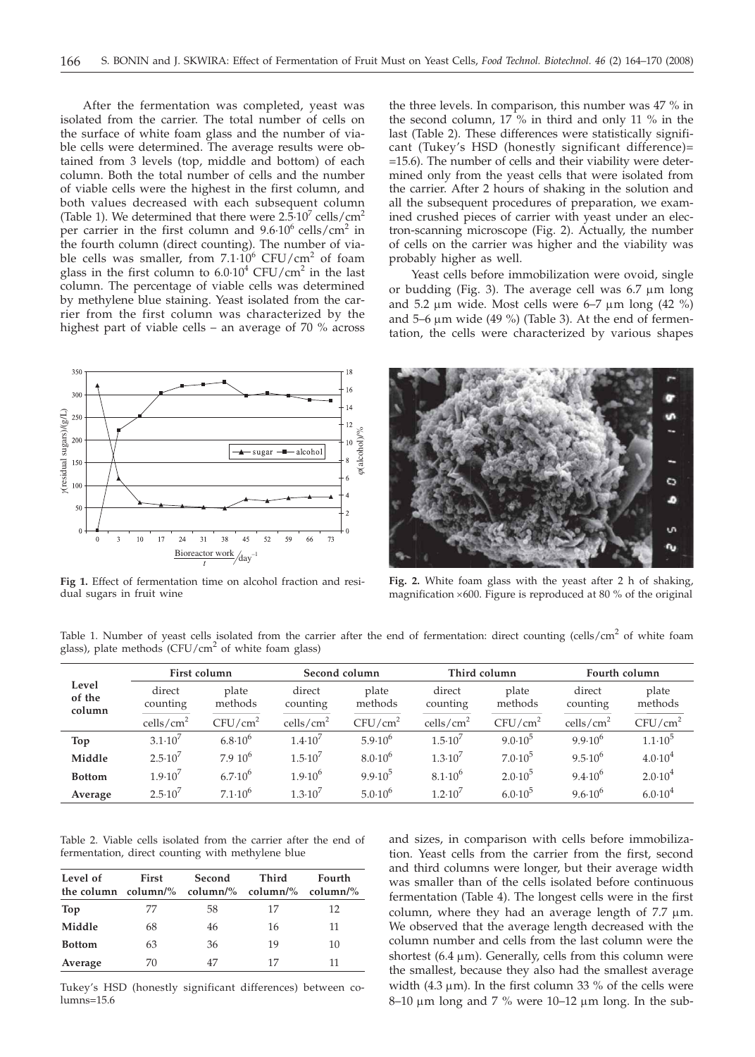After the fermentation was completed, yeast was isolated from the carrier. The total number of cells on the surface of white foam glass and the number of viable cells were determined. The average results were obtained from 3 levels (top, middle and bottom) of each column. Both the total number of cells and the number of viable cells were the highest in the first column, and both values decreased with each subsequent column (Table 1). We determined that there were $2.5\cdot10^7$ cells/cm$^2$ per carrier in the first column and $9.6\cdot10^6$ cells/cm$^2$ in the fourth column (direct counting). The number of viable cells was smaller, from $7.1\cdot10^6$ CFU/cm$^2$ of foam glass in the first column to $6.0\cdot10^4$ CFU/cm$^2$ in the last column. The percentage of viable cells was determined by methylene blue staining. Yeast isolated from the carrier from the first column was characterized by the highest part of viable cells – an average of 70 % across the three levels. In comparison, this number was 47 % in the second column, 17 % in third and only 11 % in the last (Table 2). These differences were statistically significant (Tukey's HSD (honestly significant difference)= =15.6). The number of cells and their viability were determined only from the yeast cells that were isolated from the carrier. After 2 hours of shaking in the solution and all the subsequent procedures of preparation, we examined crushed pieces of carrier with yeast under an electron-scanning microscope (Fig. 2). Actually, the number of cells on the carrier was higher and the viability was probably higher as well.

Yeast cells before immobilization were ovoid, single or budding (Fig. 3). The average cell was 6.7 μm long and 5.2 μm wide. Most cells were 6–7 μm long (42 %) and 5–6 μm wide (49 %) (Table 3). At the end of fermentation, the cells were characterized by various shapes and sizes, in comparison with cells before immobilization. Yeast cells from the carrier from the first, second and third columns were longer, but their average width was smaller than of the cells isolated before continuous fermentation (Table 4). The longest cells were in the first column, where they had an average length of 7.7 μm. We observed that the average length decreased with the column number and cells from the last column were the shortest (6.4 μm). Generally, cells from this column were the smallest, because they also had the smallest average width (4.3 μm). In the first column 33 % of the cells were 8–10 μm long and 7 % were 10–12 μm long. In the sub-

**Fig 1.** Effect of fermentation time on alcohol fraction and residual sugars in fruit wine

**Fig. 2.** White foam glass with the yeast after 2 h of shaking, magnification ×600. Figure is reproduced at 80 % of the original

Table 1. Number of yeast cells isolated from the carrier after the end of fermentation: direct counting (cells/cm$^2$ of white foam glass), plate methods (CFU/cm$^2$ of white foam glass)

| Level of the column | First column | | Second column | | Third column | | Fourth column | |
|---|---|---|---|---|---|---|---|---|
| | direct counting | plate methods | direct counting | plate methods | direct counting | plate methods | direct counting | plate methods |
| | cells/cm$^2$ | CFU/cm$^2$ | cells/cm$^2$ | CFU/cm$^2$ | cells/cm$^2$ | CFU/cm$^2$ | cells/cm$^2$ | CFU/cm$^2$ |
| **Top** | $3.1\cdot10^7$ | $6.8\cdot10^6$ | $1.4\cdot10^7$ | $5.9\cdot10^6$ | $1.5\cdot10^7$ | $9.0\cdot10^5$ | $9.9\cdot10^6$ | $1.1\cdot10^5$ |
| **Middle** | $2.5\cdot10^7$ | $7.9\ 10^6$ | $1.5\cdot10^7$ | $8.0\cdot10^6$ | $1.3\cdot10^7$ | $7.0\cdot10^5$ | $9.5\cdot10^6$ | $4.0\cdot10^4$ |
| **Bottom** | $1.9\cdot10^7$ | $6.7\cdot10^6$ | $1.9\cdot10^6$ | $9.9\cdot10^5$ | $8.1\cdot10^6$ | $2.0\cdot10^5$ | $9.4\cdot10^6$ | $2.0\cdot10^4$ |
| **Average** | $2.5\cdot10^7$ | $7.1\cdot10^6$ | $1.3\cdot10^7$ | $5.0\cdot10^6$ | $1.2\cdot10^7$ | $6.0\cdot10^5$ | $9.6\cdot10^6$ | $6.0\cdot10^4$ |

Table 2. Viable cells isolated from the carrier after the end of fermentation, direct counting with methylene blue

| Level of the column | First column/% | Second column/% | Third column/% | Fourth column/% |
|---|---|---|---|---|
| **Top** | 77 | 58 | 17 | 12 |
| **Middle** | 68 | 46 | 16 | 11 |
| **Bottom** | 63 | 36 | 19 | 10 |
| **Average** | 70 | 47 | 17 | 11 |

Tukey's HSD (honestly significant differences) between columns=15.6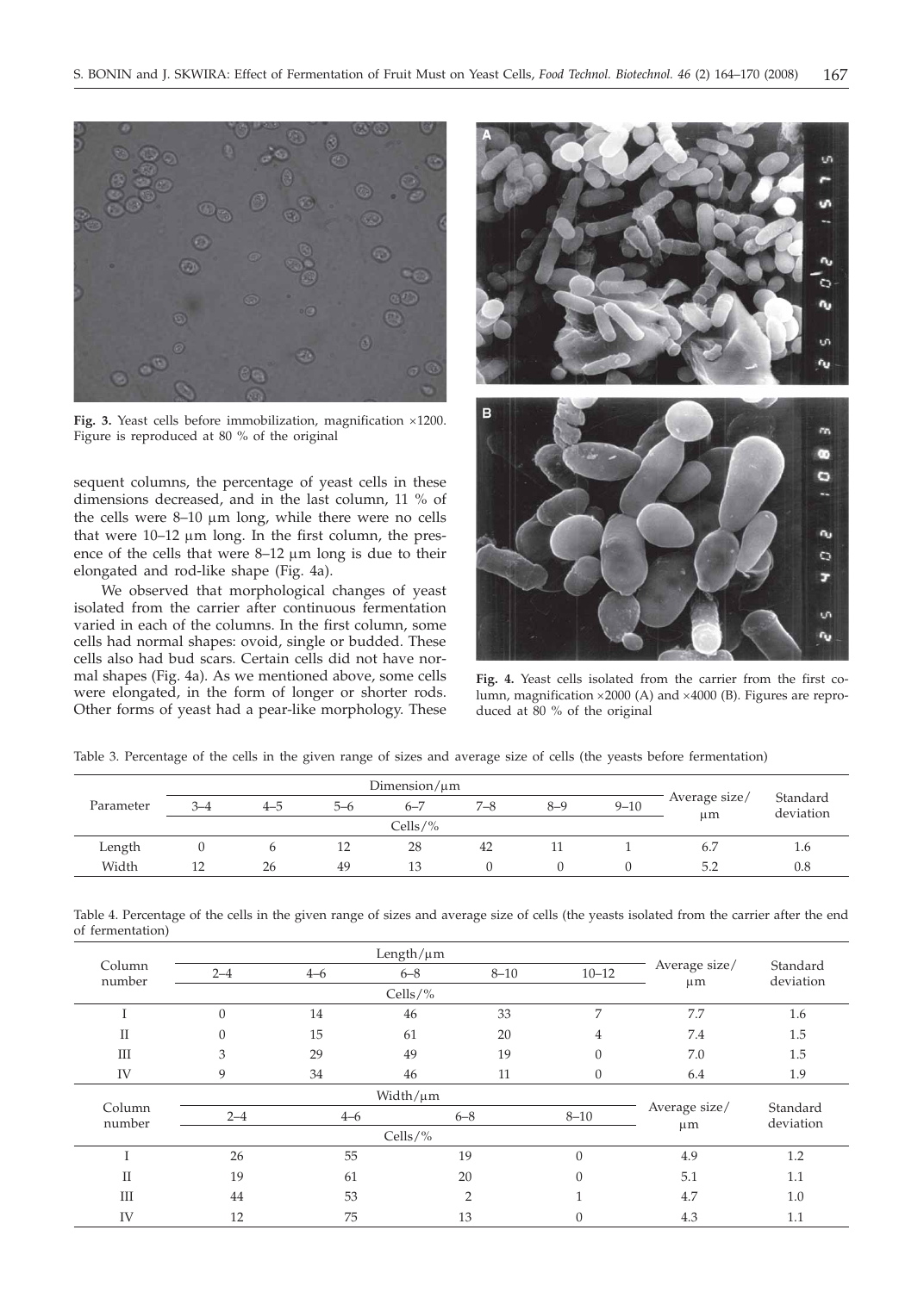Fig. 3. Yeast cells before immobilization, magnification ×1200. Figure is reproduced at 80 % of the original

sequent columns, the percentage of yeast cells in these dimensions decreased, and in the last column, 11 % of the cells were 8–10 μm long, while there were no cells that were 10–12 μm long. In the first column, the presence of the cells that were 8–12 μm long is due to their elongated and rod-like shape (Fig. 4a).

We observed that morphological changes of yeast isolated from the carrier after continuous fermentation varied in each of the columns. In the first column, some cells had normal shapes: ovoid, single or budded. These cells also had bud scars. Certain cells did not have normal shapes (Fig. 4a). As we mentioned above, some cells were elongated, in the form of longer or shorter rods. Other forms of yeast had a pear-like morphology. These

Fig. 4. Yeast cells isolated from the carrier from the first column, magnification ×2000 (A) and ×4000 (B). Figures are reproduced at 80 % of the original

Table 3. Percentage of the cells in the given range of sizes and average size of cells (the yeasts before fermentation)

| Parameter | Dimension/μm | | | | | | | Average size/ μm | Standard deviation |
|---|---|---|---|---|---|---|---|---|---|
| | 3–4 | 4–5 | 5–6 | 6–7 | 7–8 | 8–9 | 9–10 | | |
| | Cells/% | | | | | | | | |
| Length | 0 | 6 | 12 | 28 | 42 | 11 | 1 | 6.7 | 1.6 |
| Width | 12 | 26 | 49 | 13 | 0 | 0 | 0 | 5.2 | 0.8 |

Table 4. Percentage of the cells in the given range of sizes and average size of cells (the yeasts isolated from the carrier after the end of fermentation)

| Column number | Length/μm | | | | | Average size/ μm | Standard deviation |
|---|---|---|---|---|---|---|---|
| | 2–4 | 4–6 | 6–8 | 8–10 | 10–12 | | |
| | Cells/% | | | | | | |
| I | 0 | 14 | 46 | 33 | 7 | 7.7 | 1.6 |
| II | 0 | 15 | 61 | 20 | 4 | 7.4 | 1.5 |
| III | 3 | 29 | 49 | 19 | 0 | 7.0 | 1.5 |
| IV | 9 | 34 | 46 | 11 | 0 | 6.4 | 1.9 |

| Column number | Width/μm | | | | Average size/ μm | Standard deviation |
|---|---|---|---|---|---|---|
| | 2–4 | 4–6 | 6–8 | 8–10 | | |
| | Cells/% | | | | | |
| I | 26 | 55 | 19 | 0 | 4.9 | 1.2 |
| II | 19 | 61 | 20 | 0 | 5.1 | 1.1 |
| III | 44 | 53 | 2 | 1 | 4.7 | 1.0 |
| IV | 12 | 75 | 13 | 0 | 4.3 | 1.1 |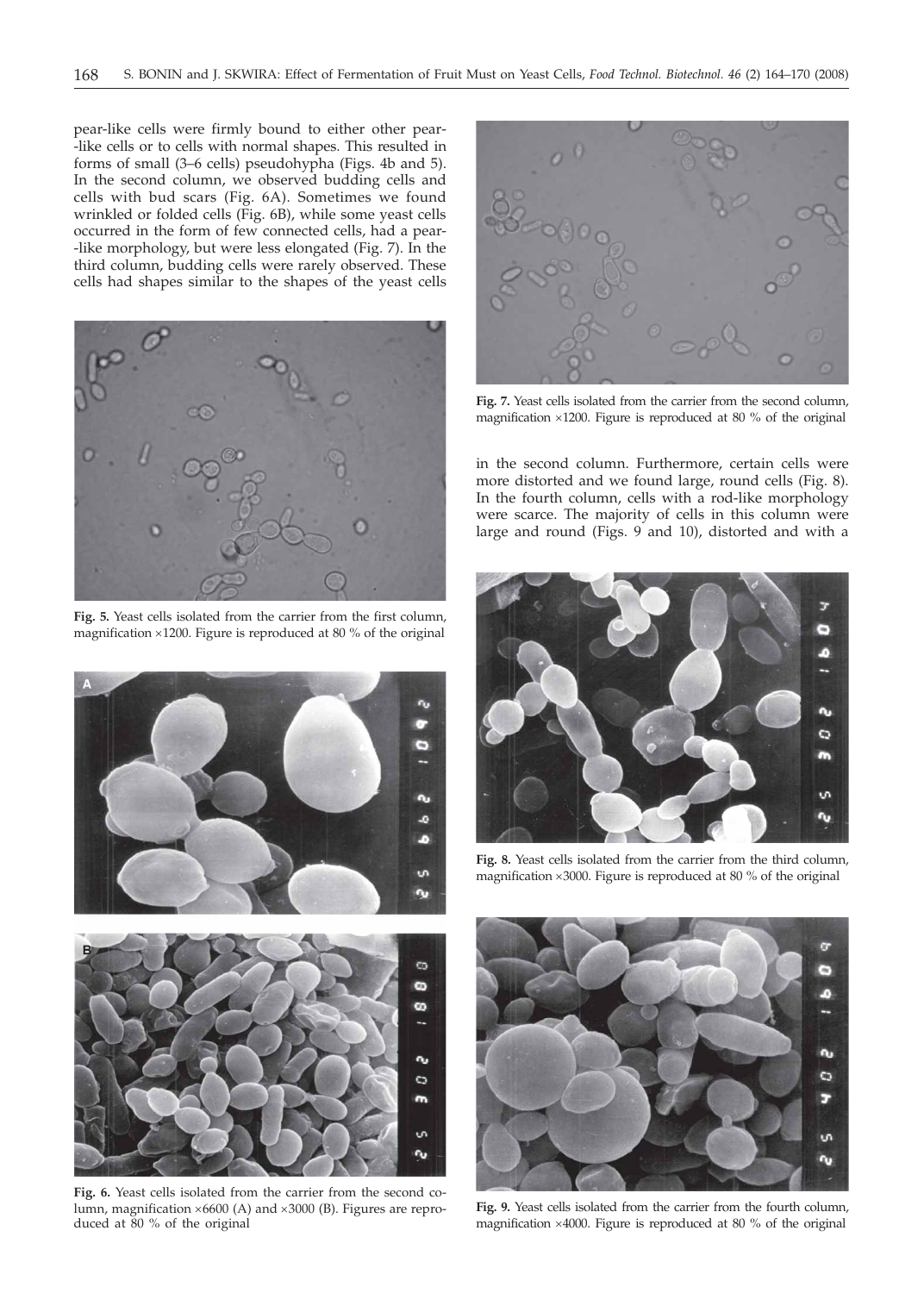pear-like cells were firmly bound to either other pear--like cells or to cells with normal shapes. This resulted in forms of small (3–6 cells) pseudohypha (Figs. 4b and 5). In the second column, we observed budding cells and cells with bud scars (Fig. 6A). Sometimes we found wrinkled or folded cells (Fig. 6B), while some yeast cells occurred in the form of few connected cells, had a pear--like morphology, but were less elongated (Fig. 7). In the third column, budding cells were rarely observed. These cells had shapes similar to the shapes of the yeast cells in the second column. Furthermore, certain cells were more distorted and we found large, round cells (Fig. 8). In the fourth column, cells with a rod-like morphology were scarce. The majority of cells in this column were large and round (Figs. 9 and 10), distorted and with a

**Fig. 5.** Yeast cells isolated from the carrier from the first column, magnification ×1200. Figure is reproduced at 80 % of the original

**Fig. 6.** Yeast cells isolated from the carrier from the second column, magnification ×6600 (A) and ×3000 (B). Figures are reproduced at 80 % of the original

**Fig. 7.** Yeast cells isolated from the carrier from the second column, magnification ×1200. Figure is reproduced at 80 % of the original

**Fig. 8.** Yeast cells isolated from the carrier from the third column, magnification ×3000. Figure is reproduced at 80 % of the original

**Fig. 9.** Yeast cells isolated from the carrier from the fourth column, magnification ×4000. Figure is reproduced at 80 % of the original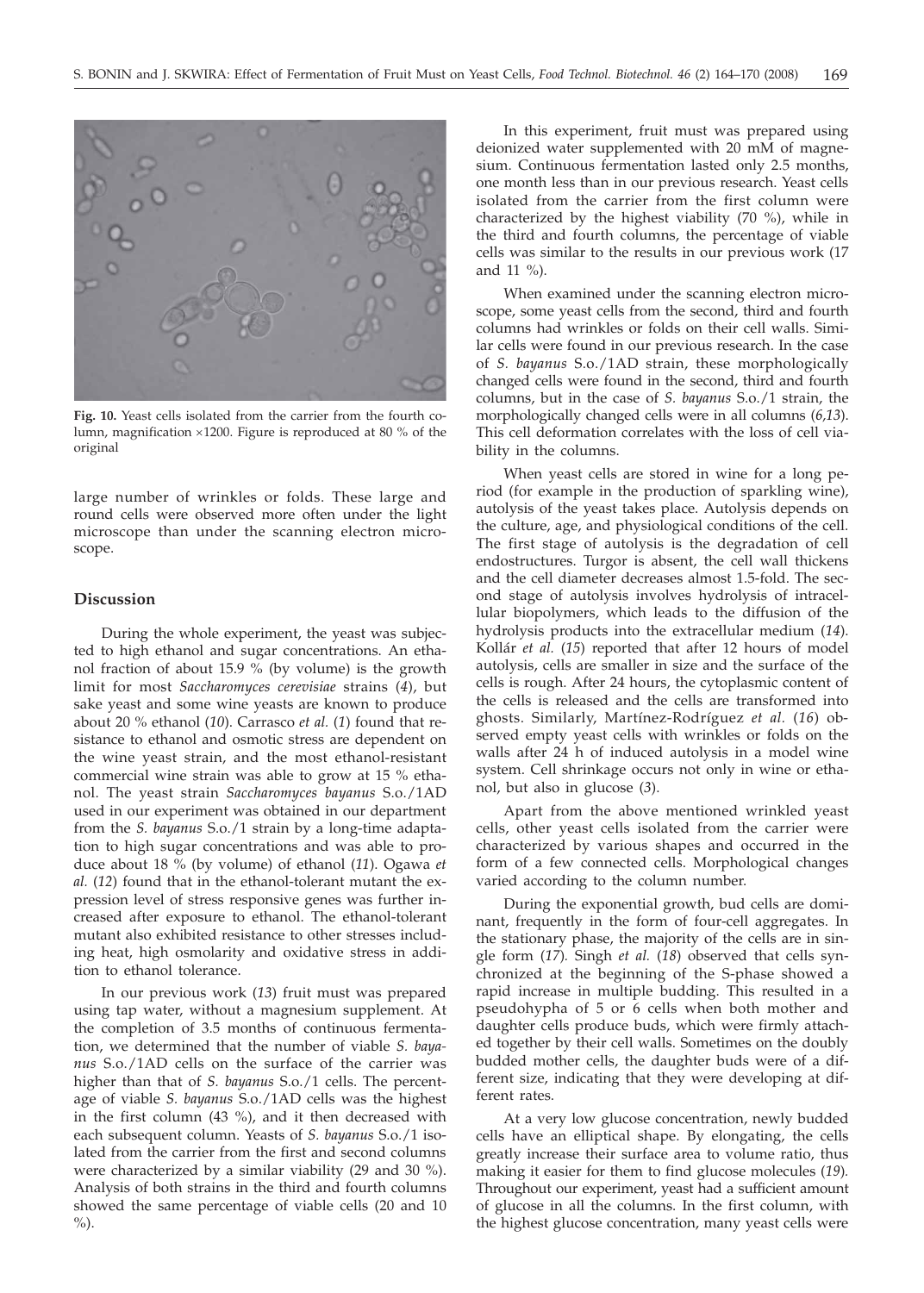**Fig. 10.** Yeast cells isolated from the carrier from the fourth column, magnification ×1200. Figure is reproduced at 80 % of the original

large number of wrinkles or folds. These large and round cells were observed more often under the light microscope than under the scanning electron microscope.

## Discussion

During the whole experiment, the yeast was subjected to high ethanol and sugar concentrations. An ethanol fraction of about 15.9 % (by volume) is the growth limit for most *Saccharomyces cerevisiae* strains (*4*), but sake yeast and some wine yeasts are known to produce about 20 % ethanol (*10*). Carrasco *et al.* (*1*) found that resistance to ethanol and osmotic stress are dependent on the wine yeast strain, and the most ethanol-resistant commercial wine strain was able to grow at 15 % ethanol. The yeast strain *Saccharomyces bayanus* S.o./1AD used in our experiment was obtained in our department from the *S. bayanus* S.o./1 strain by a long-time adaptation to high sugar concentrations and was able to produce about 18 % (by volume) of ethanol (*11*). Ogawa *et al.* (*12*) found that in the ethanol-tolerant mutant the expression level of stress responsive genes was further increased after exposure to ethanol. The ethanol-tolerant mutant also exhibited resistance to other stresses including heat, high osmolarity and oxidative stress in addition to ethanol tolerance.

In our previous work (*13*) fruit must was prepared using tap water, without a magnesium supplement. At the completion of 3.5 months of continuous fermentation, we determined that the number of viable *S. bayanus* S.o./1AD cells on the surface of the carrier was higher than that of *S. bayanus* S.o./1 cells. The percentage of viable *S. bayanus* S.o./1AD cells was the highest in the first column (43 %), and it then decreased with each subsequent column. Yeasts of *S. bayanus* S.o./1 isolated from the carrier from the first and second columns were characterized by a similar viability (29 and 30 %). Analysis of both strains in the third and fourth columns showed the same percentage of viable cells (20 and 10 %).

In this experiment, fruit must was prepared using deionized water supplemented with 20 mM of magnesium. Continuous fermentation lasted only 2.5 months, one month less than in our previous research. Yeast cells isolated from the carrier from the first column were characterized by the highest viability (70 %), while in the third and fourth columns, the percentage of viable cells was similar to the results in our previous work (17 and 11 %).

When examined under the scanning electron microscope, some yeast cells from the second, third and fourth columns had wrinkles or folds on their cell walls. Similar cells were found in our previous research. In the case of *S. bayanus* S.o./1AD strain, these morphologically changed cells were found in the second, third and fourth columns, but in the case of *S. bayanus* S.o./1 strain, the morphologically changed cells were in all columns (*6,13*). This cell deformation correlates with the loss of cell viability in the columns.

When yeast cells are stored in wine for a long period (for example in the production of sparkling wine), autolysis of the yeast takes place. Autolysis depends on the culture, age, and physiological conditions of the cell. The first stage of autolysis is the degradation of cell endostructures. Turgor is absent, the cell wall thickens and the cell diameter decreases almost 1.5-fold. The second stage of autolysis involves hydrolysis of intracellular biopolymers, which leads to the diffusion of the hydrolysis products into the extracellular medium (*14*). Kollár *et al.* (*15*) reported that after 12 hours of model autolysis, cells are smaller in size and the surface of the cells is rough. After 24 hours, the cytoplasmic content of the cells is released and the cells are transformed into ghosts. Similarly, Martínez-Rodríguez *et al.* (*16*) observed empty yeast cells with wrinkles or folds on the walls after 24 h of induced autolysis in a model wine system. Cell shrinkage occurs not only in wine or ethanol, but also in glucose (*3*).

Apart from the above mentioned wrinkled yeast cells, other yeast cells isolated from the carrier were characterized by various shapes and occurred in the form of a few connected cells. Morphological changes varied according to the column number.

During the exponential growth, bud cells are dominant, frequently in the form of four-cell aggregates. In the stationary phase, the majority of the cells are in single form (*17*). Singh *et al.* (*18*) observed that cells synchronized at the beginning of the S-phase showed a rapid increase in multiple budding. This resulted in a pseudohypha of 5 or 6 cells when both mother and daughter cells produce buds, which were firmly attached together by their cell walls. Sometimes on the doubly budded mother cells, the daughter buds were of a different size, indicating that they were developing at different rates.

At a very low glucose concentration, newly budded cells have an elliptical shape. By elongating, the cells greatly increase their surface area to volume ratio, thus making it easier for them to find glucose molecules (*19*). Throughout our experiment, yeast had a sufficient amount of glucose in all the columns. In the first column, with the highest glucose concentration, many yeast cells were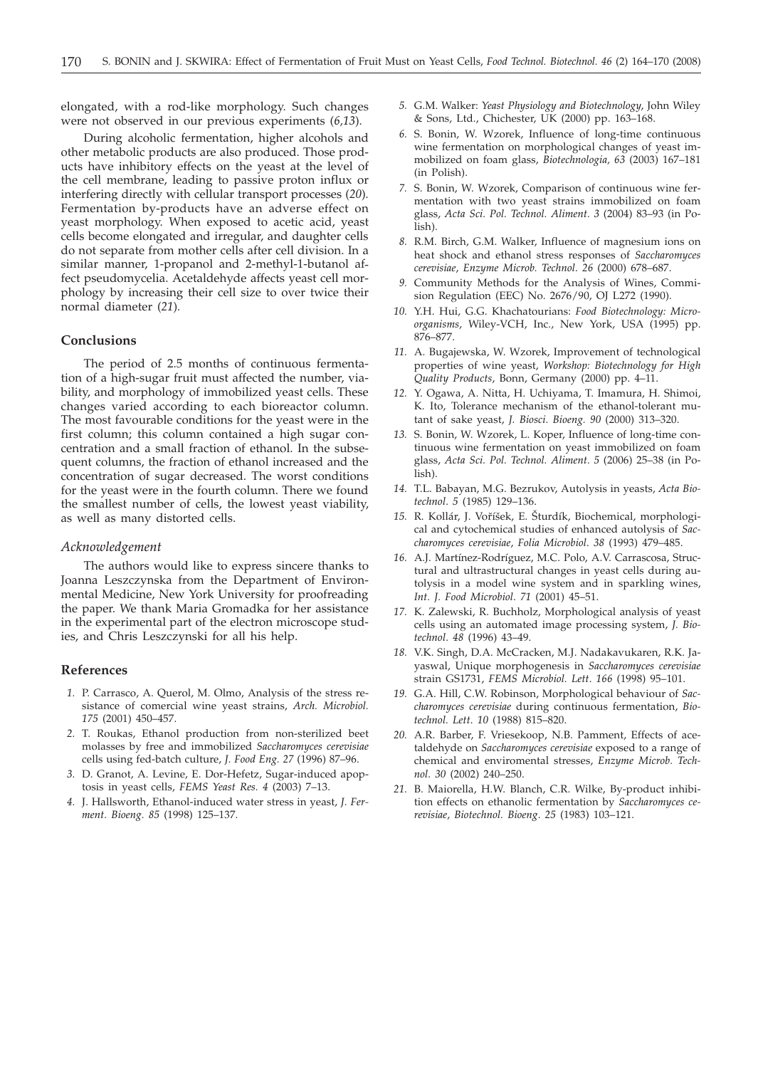elongated, with a rod-like morphology. Such changes were not observed in our previous experiments (*6,13*).

During alcoholic fermentation, higher alcohols and other metabolic products are also produced. Those products have inhibitory effects on the yeast at the level of the cell membrane, leading to passive proton influx or interfering directly with cellular transport processes (*20*). Fermentation by-products have an adverse effect on yeast morphology. When exposed to acetic acid, yeast cells become elongated and irregular, and daughter cells do not separate from mother cells after cell division. In a similar manner, 1-propanol and 2-methyl-1-butanol affect pseudomycelia. Acetaldehyde affects yeast cell morphology by increasing their cell size to over twice their normal diameter (*21*).

## Conclusions

The period of 2.5 months of continuous fermentation of a high-sugar fruit must affected the number, viability, and morphology of immobilized yeast cells. These changes varied according to each bioreactor column. The most favourable conditions for the yeast were in the first column; this column contained a high sugar concentration and a small fraction of ethanol. In the subsequent columns, the fraction of ethanol increased and the concentration of sugar decreased. The worst conditions for the yeast were in the fourth column. There we found the smallest number of cells, the lowest yeast viability, as well as many distorted cells.

### *Acknowledgement*

The authors would like to express sincere thanks to Joanna Leszczynska from the Department of Environmental Medicine, New York University for proofreading the paper. We thank Maria Gromadka for her assistance in the experimental part of the electron microscope studies, and Chris Leszczynski for all his help.

## References

1. P. Carrasco, A. Querol, M. Olmo, Analysis of the stress resistance of comercial wine yeast strains, *Arch. Microbiol. 175* (2001) 450–457.
2. T. Roukas, Ethanol production from non-sterilized beet molasses by free and immobilized *Saccharomyces cerevisiae* cells using fed-batch culture, *J. Food Eng. 27* (1996) 87–96.
3. D. Granot, A. Levine, E. Dor-Hefetz, Sugar-induced apoptosis in yeast cells, *FEMS Yeast Res. 4* (2003) 7–13.
4. J. Hallsworth, Ethanol-induced water stress in yeast, *J. Ferment. Bioeng. 85* (1998) 125–137.
5. G.M. Walker: *Yeast Physiology and Biotechnology*, John Wiley & Sons, Ltd., Chichester, UK (2000) pp. 163–168.
6. S. Bonin, W. Wzorek, Influence of long-time continuous wine fermentation on morphological changes of yeast immobilized on foam glass, *Biotechnologia, 63* (2003) 167–181 (in Polish).
7. S. Bonin, W. Wzorek, Comparison of continuous wine fermentation with two yeast strains immobilized on foam glass, *Acta Sci. Pol. Technol. Aliment. 3* (2004) 83–93 (in Polish).
8. R.M. Birch, G.M. Walker, Influence of magnesium ions on heat shock and ethanol stress responses of *Saccharomyces cerevisiae*, *Enzyme Microb. Technol. 26* (2000) 678–687.
9. Community Methods for the Analysis of Wines, Commission Regulation (EEC) No. 2676/90, OJ L272 (1990).
10. Y.H. Hui, G.G. Khachatourians: *Food Biotechnology: Microorganisms*, Wiley-VCH, Inc., New York, USA (1995) pp. 876–877.
11. A. Bugajewska, W. Wzorek, Improvement of technological properties of wine yeast, *Workshop: Biotechnology for High Quality Products*, Bonn, Germany (2000) pp. 4–11.
12. Y. Ogawa, A. Nitta, H. Uchiyama, T. Imamura, H. Shimoi, K. Ito, Tolerance mechanism of the ethanol-tolerant mutant of sake yeast, *J. Biosci. Bioeng. 90* (2000) 313–320.
13. S. Bonin, W. Wzorek, L. Koper, Influence of long-time continuous wine fermentation on yeast immobilized on foam glass, *Acta Sci. Pol. Technol. Aliment. 5* (2006) 25–38 (in Polish).
14. T.L. Babayan, M.G. Bezrukov, Autolysis in yeasts, *Acta Biotechnol. 5* (1985) 129–136.
15. R. Kollár, J. Voříšek, E. Šturdík, Biochemical, morphological and cytochemical studies of enhanced autolysis of *Saccharomyces cerevisiae*, *Folia Microbiol. 38* (1993) 479–485.
16. A.J. Martínez-Rodríguez, M.C. Polo, A.V. Carrascosa, Structural and ultrastructural changes in yeast cells during autolysis in a model wine system and in sparkling wines, *Int. J. Food Microbiol. 71* (2001) 45–51.
17. K. Zalewski, R. Buchholz, Morphological analysis of yeast cells using an automated image processing system, *J. Biotechnol. 48* (1996) 43–49.
18. V.K. Singh, D.A. McCracken, M.J. Nadakavukaren, R.K. Jayaswal, Unique morphogenesis in *Saccharomyces cerevisiae* strain GS1731, *FEMS Microbiol. Lett. 166* (1998) 95–101.
19. G.A. Hill, C.W. Robinson, Morphological behaviour of *Saccharomyces cerevisiae* during continuous fermentation, *Biotechnol. Lett. 10* (1988) 815–820.
20. A.R. Barber, F. Vriesekoop, N.B. Pamment, Effects of acetaldehyde on *Saccharomyces cerevisiae* exposed to a range of chemical and enviromental stresses, *Enzyme Microb. Technol. 30* (2002) 240–250.
21. B. Maiorella, H.W. Blanch, C.R. Wilke, By-product inhibition effects on ethanolic fermentation by *Saccharomyces cerevisiae*, *Biotechnol. Bioeng. 25* (1983) 103–121.